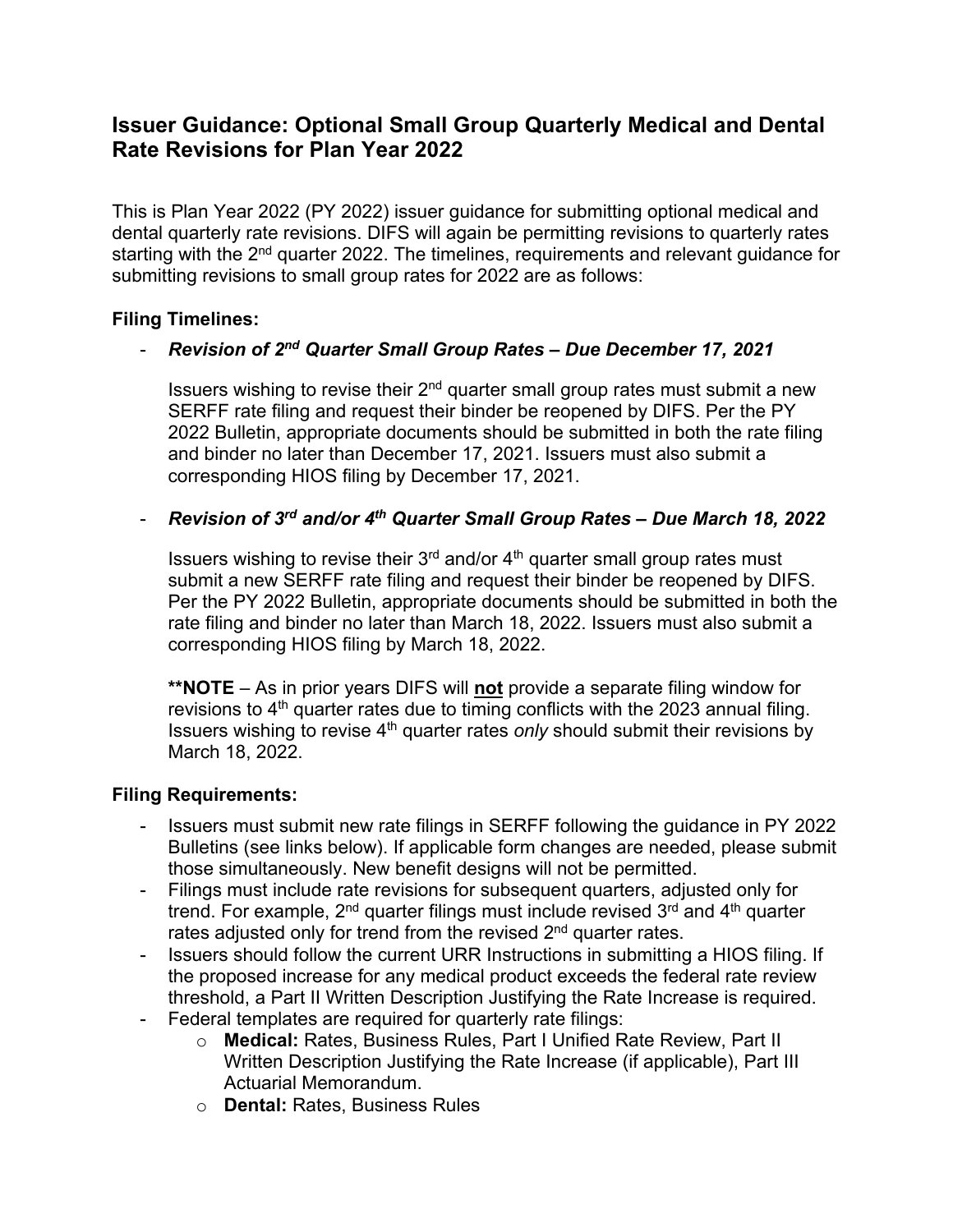# Issuer Guidance: Optional Small Group Quarterly Medical and Dental Rate Revisions for Plan Year 2022

This is Plan Year 2022 (PY 2022) issuer guidance for submitting optional medical and dental quarterly rate revisions. DIFS will again be permitting revisions to quarterly rates starting with the 2nd quarter 2022. The timelines, requirements and relevant guidance for submitting revisions to small group rates for 2022 are as follows:

## Filing Timelines:

- ***Revision of 2nd Quarter Small Group Rates – Due December 17, 2021***

  Issuers wishing to revise their 2nd quarter small group rates must submit a new SERFF rate filing and request their binder be reopened by DIFS. Per the PY 2022 Bulletin, appropriate documents should be submitted in both the rate filing and binder no later than December 17, 2021. Issuers must also submit a corresponding HIOS filing by December 17, 2021.

- ***Revision of 3rd and/or 4th Quarter Small Group Rates – Due March 18, 2022***

  Issuers wishing to revise their 3rd and/or 4th quarter small group rates must submit a new SERFF rate filing and request their binder be reopened by DIFS. Per the PY 2022 Bulletin, appropriate documents should be submitted in both the rate filing and binder no later than March 18, 2022. Issuers must also submit a corresponding HIOS filing by March 18, 2022.

  ****NOTE** – As in prior years DIFS will **not** provide a separate filing window for revisions to 4th quarter rates due to timing conflicts with the 2023 annual filing. Issuers wishing to revise 4th quarter rates *only* should submit their revisions by March 18, 2022.

## Filing Requirements:

- Issuers must submit new rate filings in SERFF following the guidance in PY 2022 Bulletins (see links below). If applicable form changes are needed, please submit those simultaneously. New benefit designs will not be permitted.
- Filings must include rate revisions for subsequent quarters, adjusted only for trend. For example, 2nd quarter filings must include revised 3rd and 4th quarter rates adjusted only for trend from the revised 2nd quarter rates.
- Issuers should follow the current URR Instructions in submitting a HIOS filing. If the proposed increase for any medical product exceeds the federal rate review threshold, a Part II Written Description Justifying the Rate Increase is required.
- Federal templates are required for quarterly rate filings:
  - **Medical:** Rates, Business Rules, Part I Unified Rate Review, Part II Written Description Justifying the Rate Increase (if applicable), Part III Actuarial Memorandum.
  - **Dental:** Rates, Business Rules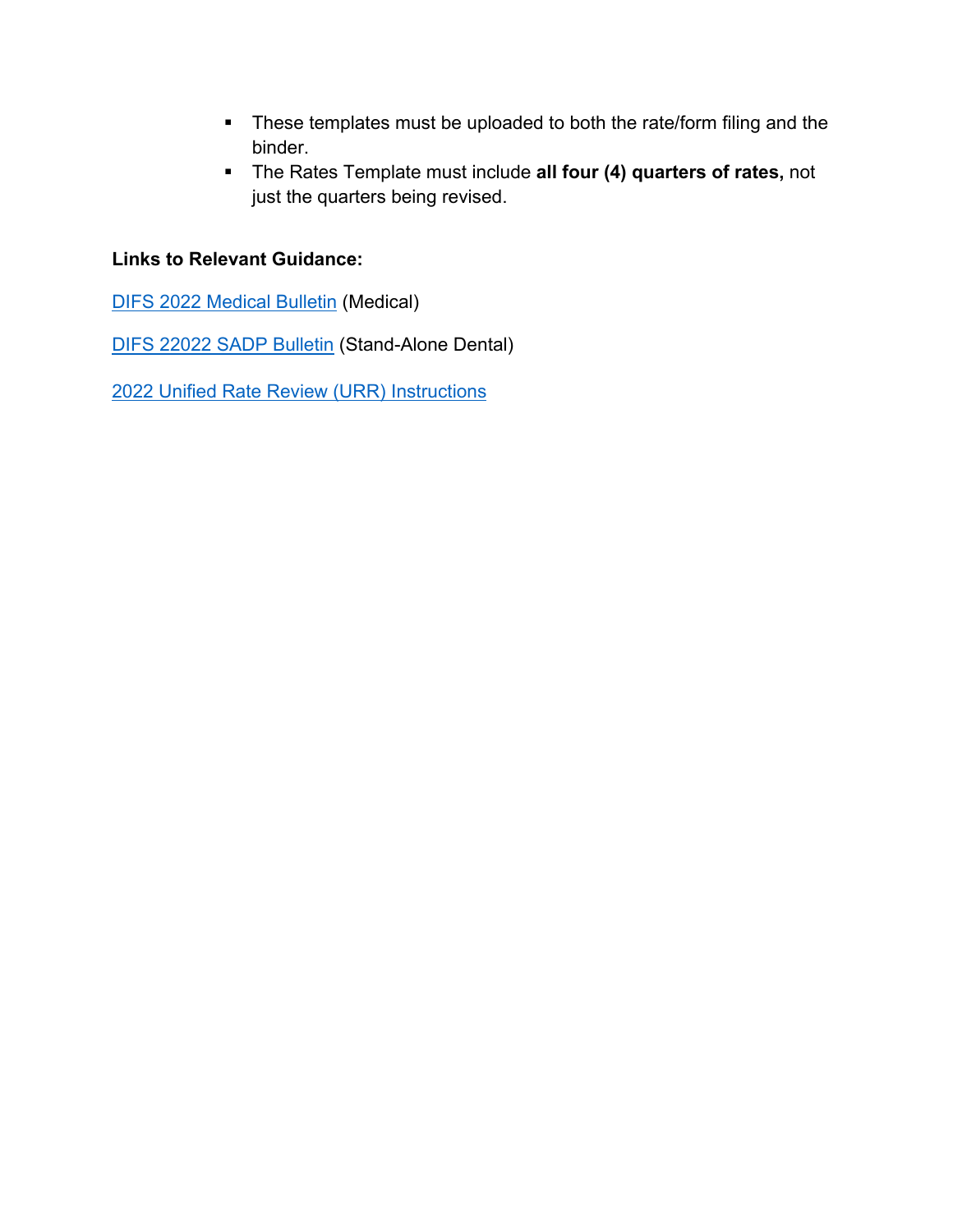- These templates must be uploaded to both the rate/form filing and the binder.
- The Rates Template must include **all four (4) quarters of rates,** not just the quarters being revised.

**Links to Relevant Guidance:**

DIFS 2022 Medical Bulletin (Medical)

DIFS 22022 SADP Bulletin (Stand-Alone Dental)

2022 Unified Rate Review (URR) Instructions